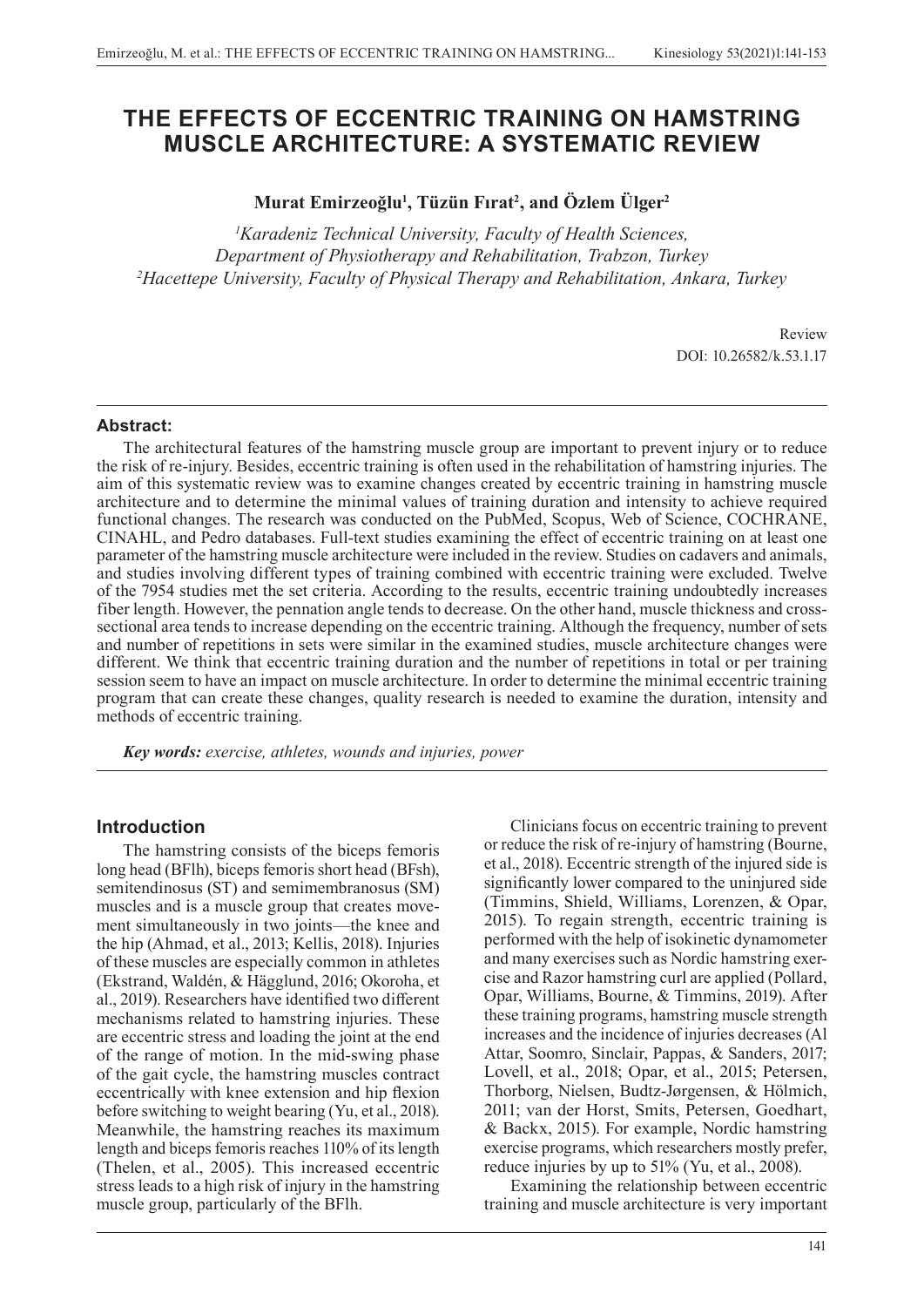# THE EFFECTS OF ECCENTRIC TRAINING ON HAMSTRING MUSCLE ARCHITECTURE: A SYSTEMATIC REVIEW

**Murat Emirzeoğlu[1], Tüzün Fırat[2], and Özlem Ülger[2]**

*[1]Karadeniz Technical University, Faculty of Health Sciences, Department of Physiotherapy and Rehabilitation, Trabzon, Turkey*
*[2]Hacettepe University, Faculty of Physical Therapy and Rehabilitation, Ankara, Turkey*

Review
DOI: 10.26582/k.53.1.17

## Abstract:

The architectural features of the hamstring muscle group are important to prevent injury or to reduce the risk of re-injury. Besides, eccentric training is often used in the rehabilitation of hamstring injuries. The aim of this systematic review was to examine changes created by eccentric training in hamstring muscle architecture and to determine the minimal values of training duration and intensity to achieve required functional changes. The research was conducted on the PubMed, Scopus, Web of Science, COCHRANE, CINAHL, and Pedro databases. Full-text studies examining the effect of eccentric training on at least one parameter of the hamstring muscle architecture were included in the review. Studies on cadavers and animals, and studies involving different types of training combined with eccentric training were excluded. Twelve of the 7954 studies met the set criteria. According to the results, eccentric training undoubtedly increases fiber length. However, the pennation angle tends to decrease. On the other hand, muscle thickness and cross-sectional area tends to increase depending on the eccentric training. Although the frequency, number of sets and number of repetitions in sets were similar in the examined studies, muscle architecture changes were different. We think that eccentric training duration and the number of repetitions in total or per training session seem to have an impact on muscle architecture. In order to determine the minimal eccentric training program that can create these changes, quality research is needed to examine the duration, intensity and methods of eccentric training.

***Key words:*** *exercise, athletes, wounds and injuries, power*

## Introduction

The hamstring consists of the biceps femoris long head (BFlh), biceps femoris short head (BFsh), semitendinosus (ST) and semimembranosus (SM) muscles and is a muscle group that creates movement simultaneously in two joints—the knee and the hip (Ahmad, et al., 2013; Kellis, 2018). Injuries of these muscles are especially common in athletes (Ekstrand, Waldén, & Hägglund, 2016; Okoroha, et al., 2019). Researchers have identified two different mechanisms related to hamstring injuries. These are eccentric stress and loading the joint at the end of the range of motion. In the mid-swing phase of the gait cycle, the hamstring muscles contract eccentrically with knee extension and hip flexion before switching to weight bearing (Yu, et al., 2018). Meanwhile, the hamstring reaches its maximum length and biceps femoris reaches 110% of its length (Thelen, et al., 2005). This increased eccentric stress leads to a high risk of injury in the hamstring muscle group, particularly of the BFlh.

Clinicians focus on eccentric training to prevent or reduce the risk of re-injury of hamstring (Bourne, et al., 2018). Eccentric strength of the injured side is significantly lower compared to the uninjured side (Timmins, Shield, Williams, Lorenzen, & Opar, 2015). To regain strength, eccentric training is performed with the help of isokinetic dynamometer and many exercises such as Nordic hamstring exercise and Razor hamstring curl are applied (Pollard, Opar, Williams, Bourne, & Timmins, 2019). After these training programs, hamstring muscle strength increases and the incidence of injuries decreases (Al Attar, Soomro, Sinclair, Pappas, & Sanders, 2017; Lovell, et al., 2018; Opar, et al., 2015; Petersen, Thorborg, Nielsen, Budtz-Jørgensen, & Hölmich, 2011; van der Horst, Smits, Petersen, Goedhart, & Backx, 2015). For example, Nordic hamstring exercise programs, which researchers mostly prefer, reduce injuries by up to 51% (Yu, et al., 2008).

Examining the relationship between eccentric training and muscle architecture is very important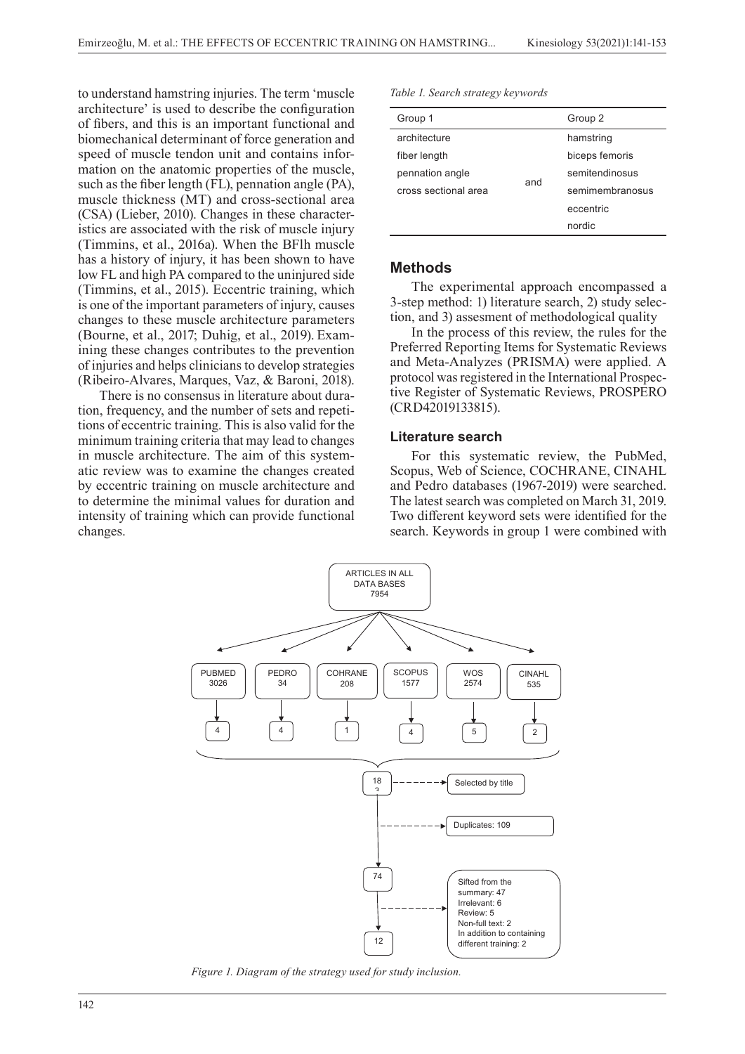to understand hamstring injuries. The term 'muscle architecture' is used to describe the configuration of fibers, and this is an important functional and biomechanical determinant of force generation and speed of muscle tendon unit and contains information on the anatomic properties of the muscle, such as the fiber length (FL), pennation angle (PA), muscle thickness (MT) and cross-sectional area (CSA) (Lieber, 2010). Changes in these characteristics are associated with the risk of muscle injury (Timmins, et al., 2016a). When the BFlh muscle has a history of injury, it has been shown to have low FL and high PA compared to the uninjured side (Timmins, et al., 2015). Eccentric training, which is one of the important parameters of injury, causes changes to these muscle architecture parameters (Bourne, et al., 2017; Duhig, et al., 2019). Examining these changes contributes to the prevention of injuries and helps clinicians to develop strategies (Ribeiro-Alvares, Marques, Vaz, & Baroni, 2018).

There is no consensus in literature about duration, frequency, and the number of sets and repetitions of eccentric training. This is also valid for the minimum training criteria that may lead to changes in muscle architecture. The aim of this systematic review was to examine the changes created by eccentric training on muscle architecture and to determine the minimal values for duration and intensity of training which can provide functional changes.

*Table 1. Search strategy keywords*

| Group 1 | | Group 2 |
|---|---|---|
| architecture | and | hamstring |
| fiber length | | biceps femoris |
| pennation angle | | semitendinosus |
| cross sectional area | | semimembranosus |
| | | eccentric |
| | | nordic |

## Methods

The experimental approach encompassed a 3-step method: 1) literature search, 2) study selection, and 3) assesment of methodological quality

In the process of this review, the rules for the Preferred Reporting Items for Systematic Reviews and Meta-Analyzes (PRISMA) were applied. A protocol was registered in the International Prospective Register of Systematic Reviews, PROSPERO (CRD42019133815).

### Literature search

For this systematic review, the PubMed, Scopus, Web of Science, COCHRANE, CINAHL and Pedro databases (1967-2019) were searched. The latest search was completed on March 31, 2019. Two different keyword sets were identified for the search. Keywords in group 1 were combined with

ARTICLES IN ALL DATA BASES 7954

PUBMED 3026 → 4
PEDRO 34 → 4
COHRANE 208 → 1
SCOPUS 1577 → 4
WOS 2574 → 5
CINAHL 535 → 2

183 — Selected by title
Duplicates: 109
74
Sifted from the summary: 47
Irrelevant: 6
Review: 5
Non-full text: 2
In addition to containing different training: 2
12

*Figure 1. Diagram of the strategy used for study inclusion.*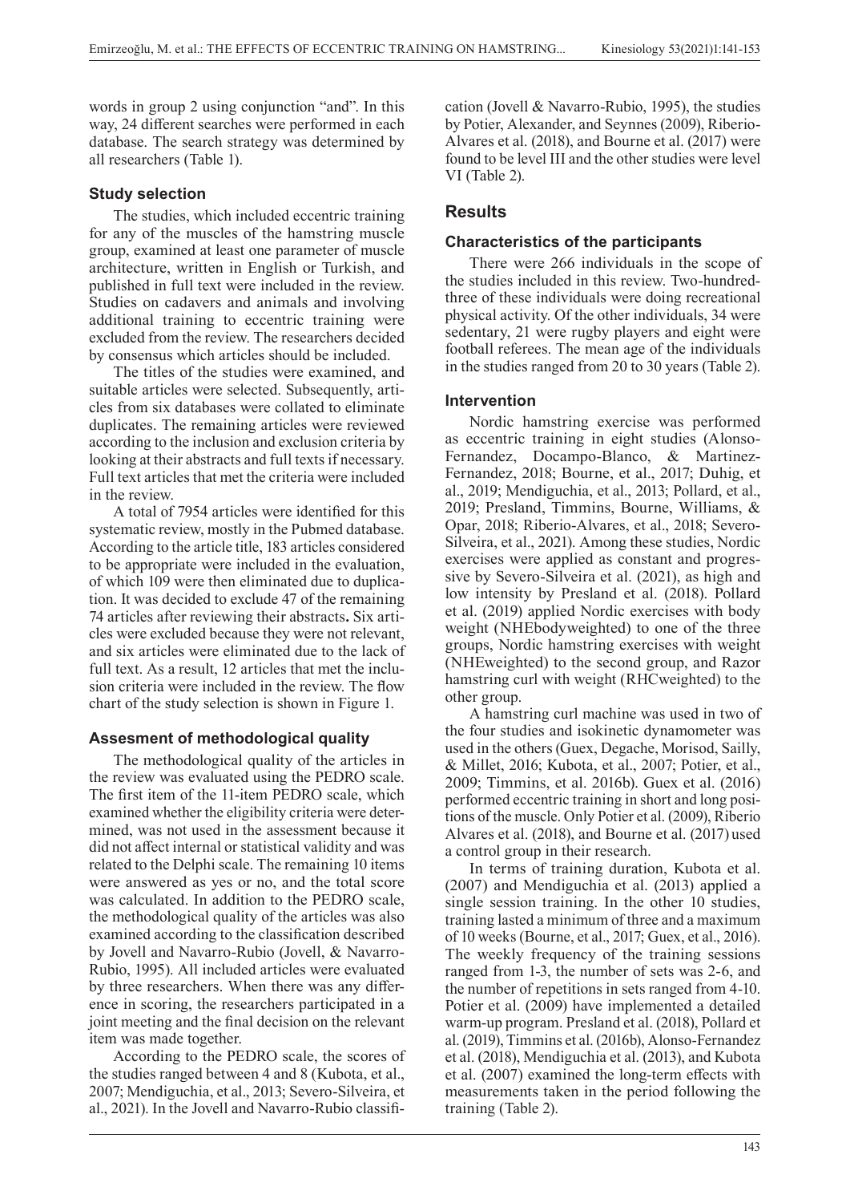words in group 2 using conjunction "and". In this way, 24 different searches were performed in each database. The search strategy was determined by all researchers (Table 1).

### Study selection

The studies, which included eccentric training for any of the muscles of the hamstring muscle group, examined at least one parameter of muscle architecture, written in English or Turkish, and published in full text were included in the review. Studies on cadavers and animals and involving additional training to eccentric training were excluded from the review. The researchers decided by consensus which articles should be included.

The titles of the studies were examined, and suitable articles were selected. Subsequently, articles from six databases were collated to eliminate duplicates. The remaining articles were reviewed according to the inclusion and exclusion criteria by looking at their abstracts and full texts if necessary. Full text articles that met the criteria were included in the review.

A total of 7954 articles were identified for this systematic review, mostly in the Pubmed database. According to the article title, 183 articles considered to be appropriate were included in the evaluation, of which 109 were then eliminated due to duplication. It was decided to exclude 47 of the remaining 74 articles after reviewing their abstracts**.** Six articles were excluded because they were not relevant, and six articles were eliminated due to the lack of full text. As a result, 12 articles that met the inclusion criteria were included in the review. The flow chart of the study selection is shown in Figure 1.

### Assesment of methodological quality

The methodological quality of the articles in the review was evaluated using the PEDRO scale. The first item of the 11-item PEDRO scale, which examined whether the eligibility criteria were determined, was not used in the assessment because it did not affect internal or statistical validity and was related to the Delphi scale. The remaining 10 items were answered as yes or no, and the total score was calculated. In addition to the PEDRO scale, the methodological quality of the articles was also examined according to the classification described by Jovell and Navarro-Rubio (Jovell, & Navarro-Rubio, 1995). All included articles were evaluated by three researchers. When there was any difference in scoring, the researchers participated in a joint meeting and the final decision on the relevant item was made together.

According to the PEDRO scale, the scores of the studies ranged between 4 and 8 (Kubota, et al., 2007; Mendiguchia, et al., 2013; Severo-Silveira, et al., 2021). In the Jovell and Navarro-Rubio classification (Jovell & Navarro-Rubio, 1995), the studies by Potier, Alexander, and Seynnes (2009), Riberio-Alvares et al. (2018), and Bourne et al. (2017) were found to be level III and the other studies were level VI (Table 2).

## Results

### Characteristics of the participants

There were 266 individuals in the scope of the studies included in this review. Two-hundred-three of these individuals were doing recreational physical activity. Of the other individuals, 34 were sedentary, 21 were rugby players and eight were football referees. The mean age of the individuals in the studies ranged from 20 to 30 years (Table 2).

### Intervention

Nordic hamstring exercise was performed as eccentric training in eight studies (Alonso-Fernandez, Docampo-Blanco, & Martinez-Fernandez, 2018; Bourne, et al., 2017; Duhig, et al., 2019; Mendiguchia, et al., 2013; Pollard, et al., 2019; Presland, Timmins, Bourne, Williams, & Opar, 2018; Riberio-Alvares, et al., 2018; Severo-Silveira, et al., 2021). Among these studies, Nordic exercises were applied as constant and progressive by Severo-Silveira et al. (2021), as high and low intensity by Presland et al. (2018). Pollard et al. (2019) applied Nordic exercises with body weight (NHEbodyweighted) to one of the three groups, Nordic hamstring exercises with weight (NHEweighted) to the second group, and Razor hamstring curl with weight (RHCweighted) to the other group.

A hamstring curl machine was used in two of the four studies and isokinetic dynamometer was used in the others (Guex, Degache, Morisod, Sailly, & Millet, 2016; Kubota, et al., 2007; Potier, et al., 2009; Timmins, et al. 2016b). Guex et al. (2016) performed eccentric training in short and long positions of the muscle. Only Potier et al. (2009), Riberio Alvares et al. (2018), and Bourne et al. (2017) used a control group in their research.

In terms of training duration, Kubota et al. (2007) and Mendiguchia et al. (2013) applied a single session training. In the other 10 studies, training lasted a minimum of three and a maximum of 10 weeks (Bourne, et al., 2017; Guex, et al., 2016). The weekly frequency of the training sessions ranged from 1-3, the number of sets was 2-6, and the number of repetitions in sets ranged from 4-10. Potier et al. (2009) have implemented a detailed warm-up program. Presland et al. (2018), Pollard et al. (2019), Timmins et al. (2016b), Alonso-Fernandez et al. (2018), Mendiguchia et al. (2013), and Kubota et al. (2007) examined the long-term effects with measurements taken in the period following the training (Table 2).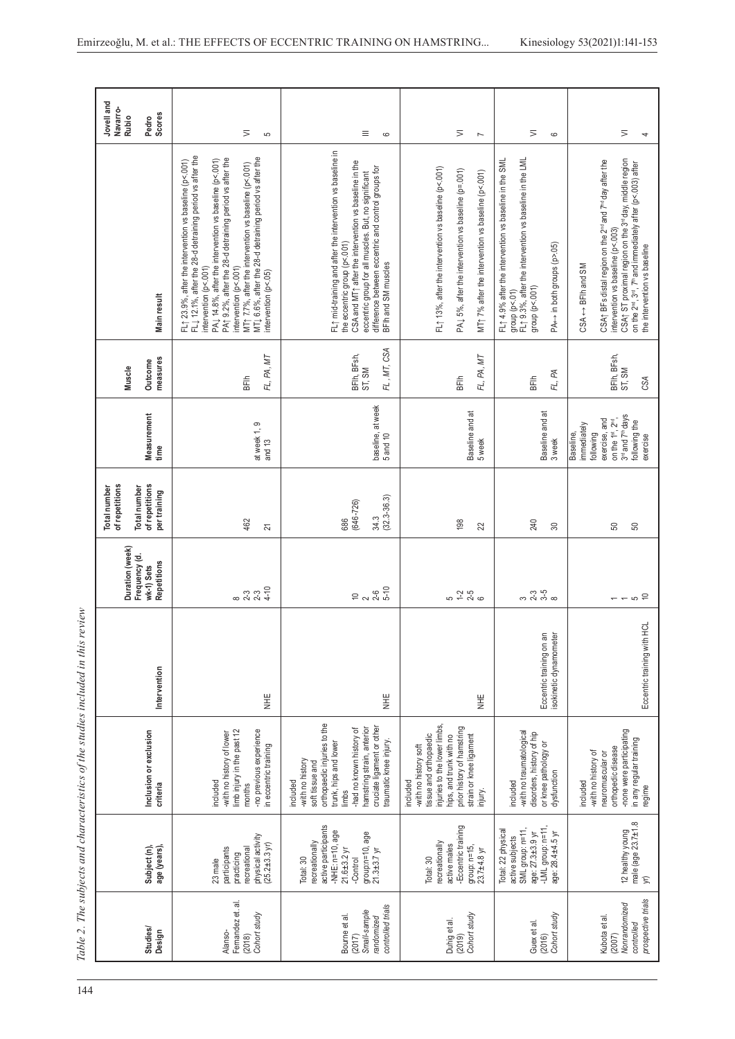Table 2. *The subjects and characteristics of the studies included in this review*

| Studies/ Design | Subject (n), age (years), | Inclusion or exclusion criteria | Intervention | Duration (week) Frequency (d. wk-1) Sets Repetitions | Total number of repetitions Total number of repetitions per training | Measurement time | Muscle Outcome measures | Main result | Jovell and Navarro-Rubio Pedro Scores |
|---|---|---|---|---|---|---|---|---|---|
| Alonso-Fernandez et al. (2018) *Cohort study* | 23 male participants practicing recreational physical activity (25.2±3.3 yr) | included -with no history of lower limb injury in the past 12 months -no previous experience in eccentric training | NHE | 8 2-3 2-3 4-10 | 462 21 | at week 1, 9 and 13 | BFlh *FL, PA, MT* | FL↑ 23.9%, after the intervention vs baseline (p<.001) FL↓ 12.1%, after the 28-d detraining period vs after the intervention (p<.001) PA↓ 14.8%, after the intervention vs baseline (p<.001) PA↑ 9.2%, after the 28-d detraining period vs after the intervention (p<.001) MT↑ 7.7%, after the intervention vs baseline (p<.001) MT↓ 6.6%, after the 28-d detraining period vs after the intervention (p<.05) | VI 5 |
| Bourne et al. (2017) *Small-sample randomized controlled trials* | Total: 30 recreationally active participants -NHE: n=10, age 21.6±3.2 yr -Control group:n=10, age 21.3±3.7 yr | included -with no history soft tissue and orthopaedic injuries to the trunk, hips and lower limbs -had no known history of hamstring strain, anterior cruciate ligament or other traumatic knee injury. | NHE | 10 2 2-6 5-10 | 686 (646-726) 34.3 (32.3-36.3) | baseline, at week 5 and 10 | BFlh, BFsh, ST, SM *FL, MT, CSA* | FL↑ mid-training and after the intervention vs baseline in the eccentric group (p<.001) CSA and MT↑ after the intervention vs baseline in the eccentric group for all muscles. But, no significant difference between eccentric and control groups for BFlh and SM muscles | III 6 |
| Duhig et al. (2019) *Cohort study* | Total: 30 recreationally active males -Eccentric training group: n=15, 23.7±4.8 yr | included -with no history soft tissue and orthopaedic injuries to the lower limbs, hips, and trunk with no prior history of hamstring strain or knee ligament injury. | NHE | 5 1-2 2-5 6 | 198 22 | Baseline and at 5 week | BFlh *FL, PA, MT* | FL↑ 13%, after the intervention vs baseline (p<.001) PA↓ 5%, after the intervention vs baseline (p=.001) MT↑ 7% after the intervention vs baseline (p<.001) | VI 7 |
| Guex et al. (2016) *Cohort study* | Total: 22 physical active subjects SML group: n=11, age: 27.3±3.9 yr -LML group: n=11, age: 28.4±4.5 yr | included -with no traumatological disorders, history of hip or knee pathology or dysfunction | Eccentric training on an isokinetic dynamometer | 3 2-3 3-5 8 | 240 30 | Baseline and at 3 week | BFlh *FL, PA* | FL↑ 4.9% after the intervention vs baseline in the SML group (p<.01) FL↑ 9.3%, after the intervention vs baseline in the LML group (p<.001) PA↔ in both groups (p>.05) | VI 6 |
| Kubota et al. (2007) *Nonrandomized controlled prospective trials* | 12 healthy young male (age 23.7±1.8 yr) | included -with no history of neuromuscular or orthopedic disease -none were participating in any regular training regime | Eccentric training with HCL | 1 1 5 10 | 50 50 | Baseline, immediately following exercise, and on the 1st, 2nd, 3rd and 7th days following the exercise | BFlh, BFsh, ST, SM *CSA* | CSA↔ BFlh and SM CSA↑ BFs distal region on the 2nd and 7th day after the intervention vs baseline (p<.003) CSA↑ ST proximal region on the 3rd day, middle region on the 2nd, 3rd, 7th and immediately after (p<.003) after the intervention vs baseline | VI 4 |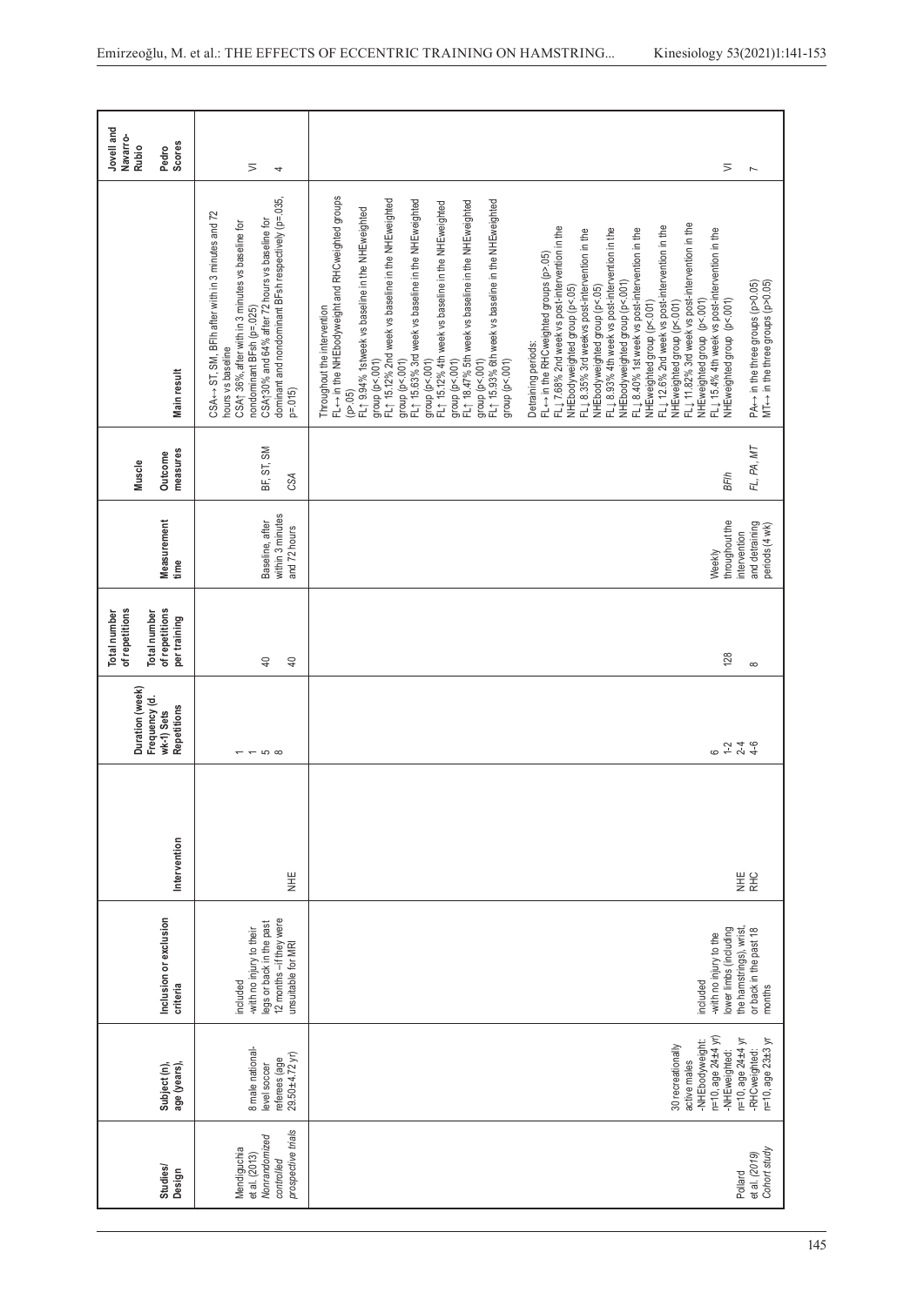| Studies/ Design | Subject (n), age (years), | Inclusion or exclusion criteria | Intervention | Duration (week) Frequency (d. wk-1) Sets Repetitions | Total number of repetitions Total number of repetitions per training | Measurement time | Muscle Outcome measures | Main result | Jovell and Navarro-Rubio Pedro Scores |
|---|---|---|---|---|---|---|---|---|---|
| Mendiguchia et al. (2013) *Nonrandomized controlled prospective trials* | 8 male national-level soccer referees (age 29.50±4.72 yr) | included -with no injury to their legs or back in the past 12 months –if they were unsuitable for MRI | NHE | 1 1 5 8 | 40 40 | Baseline, after within 3 minutes and 72 hours | BF, ST, SM *CSA* | CSA↔ ST, SM, BFlh after with in 3 minutes and 72 hours vs baseline CSA↑ 36% after with in 3 minutes vs baseline for nondominant BFsh (p=.025) CSA↑30% and 64% after 72 hours vs baseline for dominant and nondominant BFsh respectively (p=.035, p=.015) | VI 4 |
| Pollard et al. (2019) *Cohort study* | 30 recreationally active males -NHEbodyweight: n=10, age 24±4 yr) -NHEweighted: n=10, age 24±4 yr -RHCweighted: n=10, age 23±3 yr | included -with no injury to the lower limbs (including the hamstrings), wrist, or back in the past 18 months | NHE RHC | 6 1-2 2-4 4-6 | 128 8 | Weekly throughout the intervention and detraining periods (4 wk) | *BFlh* *FL, PA, MT* | Throughout the intervention FL↔ in the NHEbodyweight and RHCweighted groups (p>.05) FL↑ 9.94% 1stweek vs baseline in the NHEweighted group (p<.001) FL↑ 15.12% 2nd week vs baseline in the NHEweighted group (p<.001) FL↑ 15.63% 3rd week vs baseline in the NHEweighted group (p<.001) FL↑ 15.12% 4th week vs baseline in the NHEweighted group (p<.001) FL↑ 18.47% 5th week vs baseline in the NHEweighted group (p<.001) FL↑ 15.93% 6th week vs baseline in the NHEweighted group (p<.001) Detraining periods: FL↔ in the RHCweighted groups (p>.05) FL↓ 7.68% 2nd week vs post-intervention in the NHEbodyweighted group (p<.05) FL↓ 8.35% 3rd weekvs post-intervention in the NHEbodyweighted group (p<.05) FL↓ 8.93% 4th week vs post-intervention in the NHEbodyweighted group (p<.001) FL↓ 8.40% 1st week vs post-intervention in the NHEweighted group (p<.001) FL↓ 12.6% 2nd week vs post-intervention in the NHEweighted group (p<.001) FL↓ 11.82% 3rd week vs post-intervention in the NHEweighted group (p<.001) FL↓ 15.4% 4th week vs post-intervention in the NHEweighted group (p<.001) PA↔ in the three groups (p>0.05) MT↔ in the three groups (p>0.05) | VI 7 |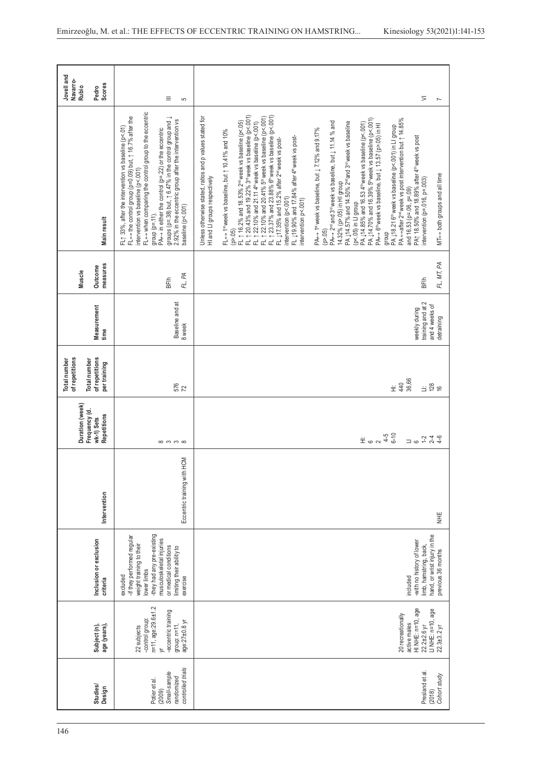| Studies/ Design | Subject (n), age (years), | Inclusion or exclusion criteria | Intervention | Duration (week) Frequency (d. wk-1) Sets Repetitions | Total number of repetitions Total number of repetitions per training | Measurement time | Muscle Outcome measures | Main result | Jovell and Navarro-Rubio Pedro Scores |
|---|---|---|---|---|---|---|---|---|---|
| Potier et al. (2009) *Small-sample randomized controlled trials* | 22 subjects -control group: n=11, age:29.6±1.2 yr -eccentric training group: n=11, age:27±0.8 yr | excluded -if they performed regular weight training to their lower limbs -they had any pre-existing musculoskeletal injuries or medical conditions limiting their ability to exercise | Eccentric training with HCM | 8 3 3 8 | 576 72 | Baseline and at 8 week | BFlh *FL, PA* | FL↑ 33% after the intervention vs baseline (p<.01) FL↔ the control group (p=0.09) but, ↑ 16.7% after the intervention vs baseline (p<.001) FL↔ when comparing the control group to the eccentric group (p=.11). PA↔ in either the control (p=.22) or the eccentric groups (p=.38) but, ↑ 6.47% in the control group and ↓ 2.92% in the eccentric group after the intervention vs baseline (p<.001) | III 5 |
| Presland et al. (2018) *Cohort study* | 20 recreationally active males HI NHE: n=10, age 22.2±2.6 yr LI NHE: n=10, age 22.3±3.2 yr | included -with no history of lower limb, hamstring, back, hand, or wrist injury in the previous 36 months | NHE | HI: 6 2 4-5 6-10 LI 6 1-2 2-4 4-6 | HI: 440 36,66 LI: 128 16 | weekly during training and at 2 and 4 weeks of detraining | BFlh *FL, MT, PA* | Unless otherwise stated, ratios and p values stated for HI and LI groups respectively FL↔ 1st week vs baseline, but ↑ 10.41% and 10% (p>.05) FL ↑ 16.2% and 18.53% 2nd week vs baseline (p<.05) FL ↑ 20.43% and 19.22% 3rd week vs baseline (p<.001) FL ↑ 22.10% and 21.11 4th week vs baseline (p<.001) FL ↑ 22.10% and 20.41% 5th week vs baseline (p<.001) FL ↑ 23.37% and 23.88% 6th week vs baseline (p<.001) FL ↓17.35% and 15.2% after 2nd week vs post-intervention (p<.001) FL ↓19.90% and 17.84% after 4th week vs post-intervention p<.001) PA↔ 1st week vs baseline, but ↓ 7.12% and 9.17% (p>.05) PA↔ 2nd and 3rd week vs baseline, but ↓ 11.14 % and 14.32% (p>.05) in HI group PA ↓14.57% and 14.50% 2nd and 3rd week vs baseline (p<.05) in LI group PA ↓14.85% and 16.53 4th week vs baseline (p<.001) PA ↓14.70% and 16.39% 5th week vs baseline (p<.001) PA↔ 6th week vs baseline, but ↓ 13.57 (p>.05) in HI group PA ↓18.21 6th week vs baseline (p<.001) in LI group PA ↔after 2nd week vs post intervention but ↑ 14.85% and 16.53 (p=.06, p=.09) PA↑ 18.50% and 18.89% after 4th week vs post intervention (p=.016, p=.003) MT↔ both groups and all time | IV 7 |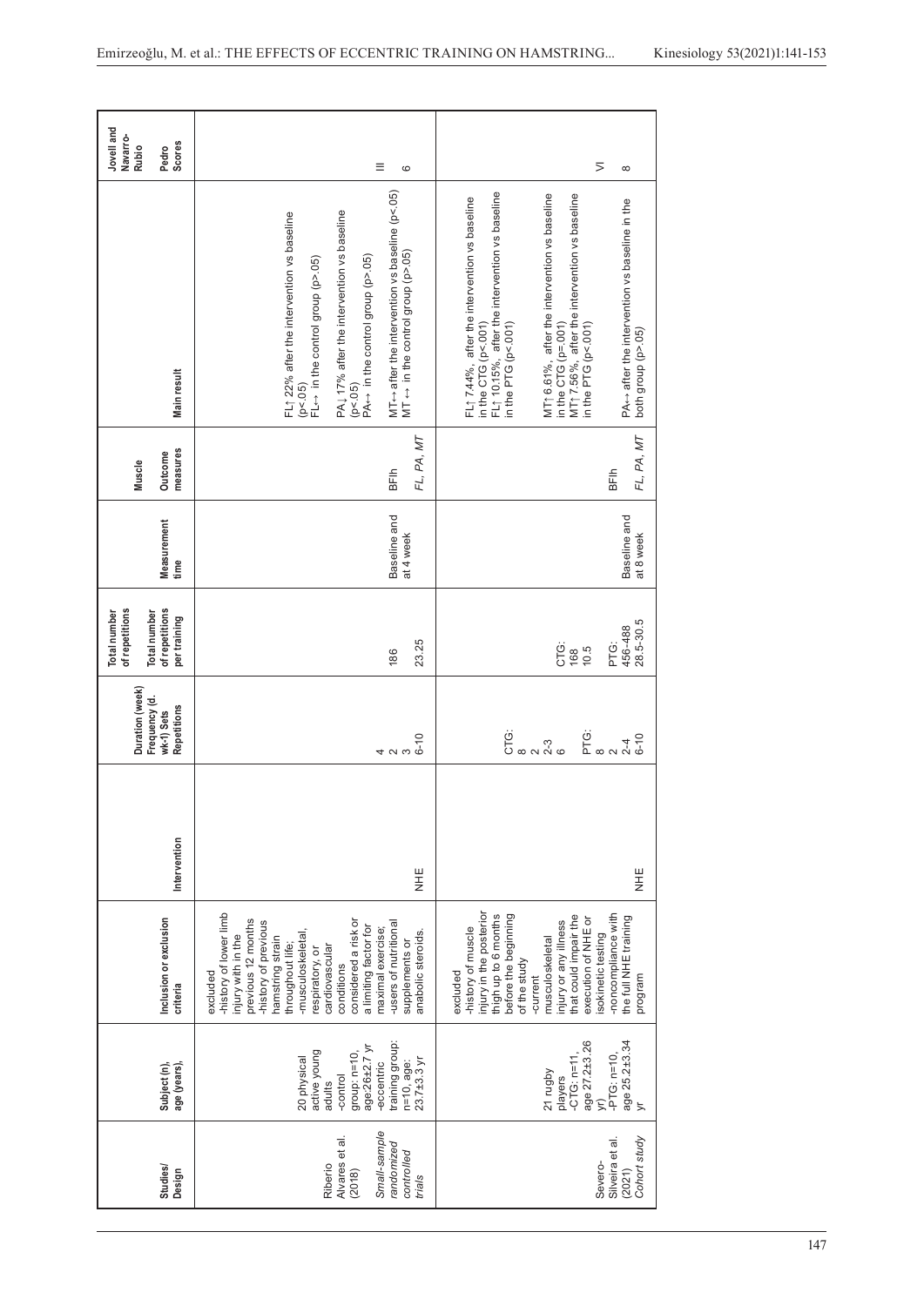| Studies/ Design | Subject (n), age (years), | Inclusion or exclusion criteria | Intervention | Duration (week) Frequency (d. wk-1) Sets Repetitions | Total number of repetitions Total number of repetitions per training | Measurement time | Muscle Outcome measures | Main result | Jovell and Navarro-Rubio Pedro Scores |
|---|---|---|---|---|---|---|---|---|---|
| Riberio Alvares et al. (2018) *Small-sample randomized controlled trials* | 20 physical active young adults -control group: n=10, age:26±2.7 yr -eccentric training group: n=10, age: 23.7±3.3 yr | excluded -history of lower limb injury with in the previous 12 months -history of previous hamstring strain throughout life; -musculoskeletal, respiratory, or cardiovascular conditions considered a risk or a limiting factor for maximal exercise; -users of nutritional supplements or anabolic steroids. | NHE | 4 2 3 6-10 | 186 23.25 | Baseline and at 4 week | BFlh *FL, PA, MT* | FL↑ 22% after the intervention vs baseline (p<.05) FL↔ in the control group (p>.05) PA↓ 17% after the intervention vs baseline (p<.05) PA↔ in the control group (p>.05) MT↔ after the intervention vs baseline (p<.05) MT ↔ in the control group (p>.05) | III 6 |
| Severo-Silveira et al. (2021) *Cohort study* | 21 rugby players -CTG: n=11, age 27.2±3.26 yr) -PTG: n=10, age 25.2±3.34 yr | excluded -history of muscle injury in the posterior thigh up to 6 months before the beginning of the study -current musculoskeletal injury or any illness that could impair the execution of NHE or isokinetic testing -noncompliance with the full NHE training program | NHE | CTG: 8 2 2-3 6 PTG: 8 2 2-4 6-10 | CTG: 168 10.5 PTG: 456-488 28.5-30.5 | Baseline and at 8 week | BFlh *FL, PA, MT* | FL↑ 7.44%, after the intervention vs baseline in the CTG (p<.001) FL↑ 10.15%, after the intervention vs baseline in the PTG (p<.001) MT↑ 6.61%, after the intervention vs baseline in the CTG (p=.001) MT↑ 7.56%, after the intervention vs baseline in the PTG (p<.001) PA↔ after the intervention vs baseline in the both group (p>.05) | VI 8 |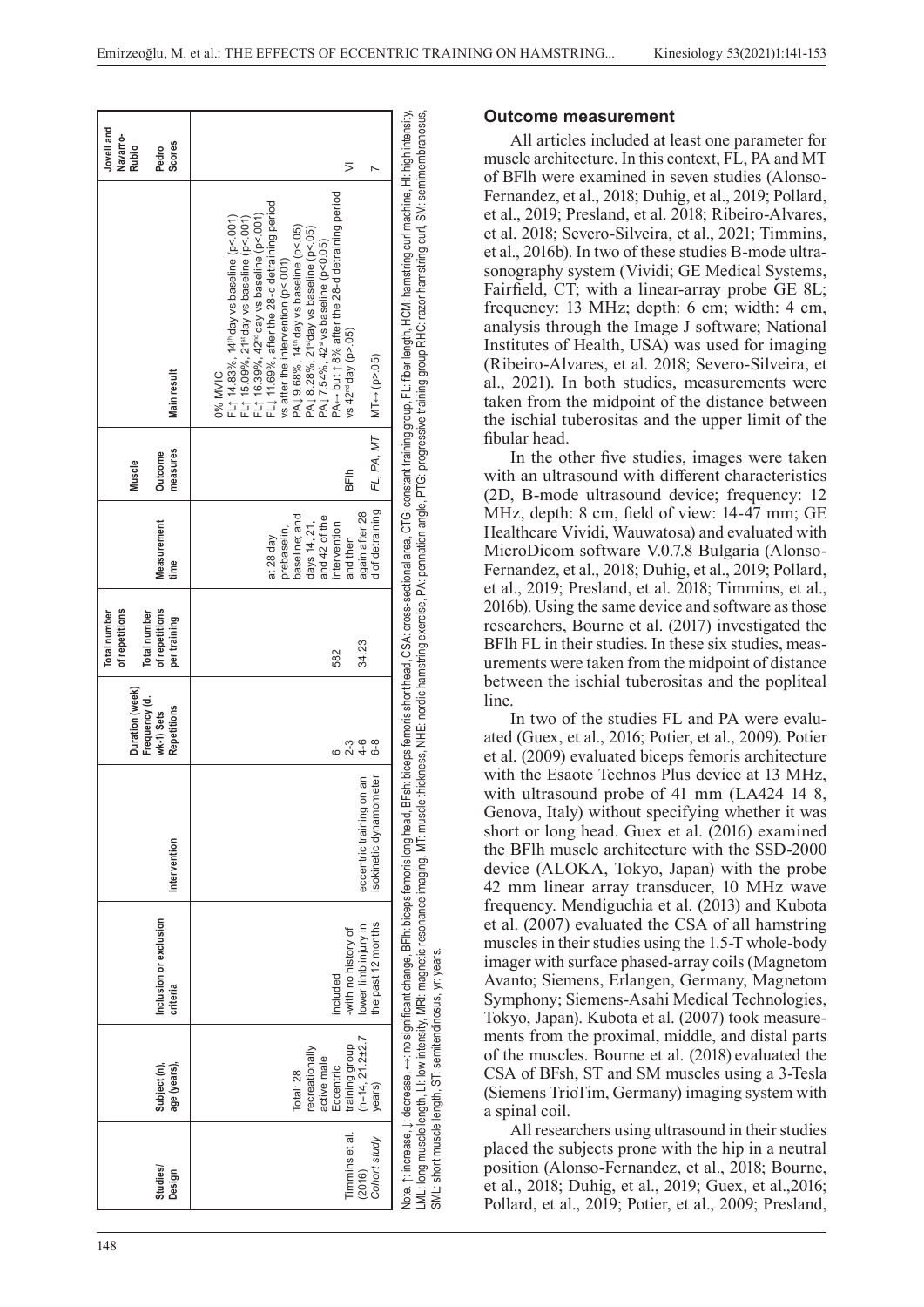| Studies/ Design | Subject (n), age (years), | Inclusion or exclusion criteria | Intervention | Duration (week) Frequency (d. wk-1) Sets Repetitions | Total number of repetitions Total number of repetitions per training | Measurement time | Muscle Outcome measures | Main result | Jovell and Navarro-Rubio Pedro Scores |
|---|---|---|---|---|---|---|---|---|---|
| Timmins et al. (2016) *Cohort study* | Total: 28 recreationally active male Eccentric training group (n=14, 21.2±2.7 years) | included -with no history of lower limb injury in the past 12 months | eccentric training on an isokinetic dynamometer | 6 2-3 4-6 6-8 | 582 34.23 | at 28 day prebaseline, baseline; and days 14, 21, and 42 of the intervention and then again after 28 d of detraining | BFlh *FL, PA, MT* | 0% MVIC FL↑ 14.83%, 14th day vs baseline (p<.001) FL↑ 15.09%, 21st day vs baseline (p<.001) FL↑ 16.39%, 42nd day vs baseline (p<.001) FL↓ 11.69%, after the 28-d detraining period vs after the intervention (p<.001) PA↓ 9.68%, 14th day vs baseline (p<.05) PA↓ 8.28%, 21st day vs baseline (p<.05) PA↓ 7.54%, 42st vs baseline (p<0.05) PA↔ but ↑ 8% after the 28-d detraining period vs 42nd day (p>.05) MT↔ (p>.05) | VI 7 |

Note. ↑: increase, ↓: decrease, ↔: no significant change, BFlh: biceps femoris long head, BFsh: biceps femoris short head, CSA: cross-sectional area, CTG: constant training group, FL: fiber length, HCM: hamstring curl machine, HI: high intensity, LML: long muscle length, LI: low intensity, MRI: magnetic resonance imaging, MT: muscle thickness, NHE: nordic hamstring exercise, PA: pennation angle, PTG: progressive training group RHC: razor hamstring curl, SM: semimembranosus, SML: short muscle length, ST: semitendinosus, yr: years.

### Outcome measurement

All articles included at least one parameter for muscle architecture. In this context, FL, PA and MT of BFlh were examined in seven studies (Alonso-Fernandez, et al., 2018; Duhig, et al., 2019; Pollard, et al., 2019; Presland, et al. 2018; Ribeiro-Alvares, et al. 2018; Severo-Silveira, et al., 2021; Timmins, et al., 2016b). In two of these studies B-mode ultrasonography system (Vividi; GE Medical Systems, Fairfield, CT; with a linear-array probe GE 8L; frequency: 13 MHz; depth: 6 cm; width: 4 cm, analysis through the Image J software; National Institutes of Health, USA) was used for imaging (Ribeiro-Alvares, et al. 2018; Severo-Silveira, et al., 2021). In both studies, measurements were taken from the midpoint of the distance between the ischial tuberositas and the upper limit of the fibular head.

In the other five studies, images were taken with an ultrasound with different characteristics (2D, B-mode ultrasound device; frequency: 12 MHz, depth: 8 cm, field of view: 14-47 mm; GE Healthcare Vividi, Wauwatosa) and evaluated with MicroDicom software V.0.7.8 Bulgaria (Alonso-Fernandez, et al., 2018; Duhig, et al., 2019; Pollard, et al., 2019; Presland, et al. 2018; Timmins, et al., 2016b). Using the same device and software as those researchers, Bourne et al. (2017) investigated the BFlh FL in their studies. In these six studies, measurements were taken from the midpoint of distance between the ischial tuberositas and the popliteal line.

In two of the studies FL and PA were evaluated (Guex, et al., 2016; Potier, et al., 2009). Potier et al. (2009) evaluated biceps femoris architecture with the Esaote Technos Plus device at 13 MHz, with ultrasound probe of 41 mm (LA424 14 8, Genova, Italy) without specifying whether it was short or long head. Guex et al. (2016) examined the BFlh muscle architecture with the SSD-2000 device (ALOKA, Tokyo, Japan) with the probe 42 mm linear array transducer, 10 MHz wave frequency. Mendiguchia et al. (2013) and Kubota et al. (2007) evaluated the CSA of all hamstring muscles in their studies using the 1.5-T whole-body imager with surface phased-array coils (Magnetom Avanto; Siemens, Erlangen, Germany, Magnetom Symphony; Siemens-Asahi Medical Technologies, Tokyo, Japan). Kubota et al. (2007) took measurements from the proximal, middle, and distal parts of the muscles. Bourne et al. (2018) evaluated the CSA of BFsh, ST and SM muscles using a 3-Tesla (Siemens TrioTim, Germany) imaging system with a spinal coil.

All researchers using ultrasound in their studies placed the subjects prone with the hip in a neutral position (Alonso-Fernandez, et al., 2018; Bourne, et al., 2018; Duhig, et al., 2019; Guex, et al.,2016; Pollard, et al., 2019; Potier, et al., 2009; Presland,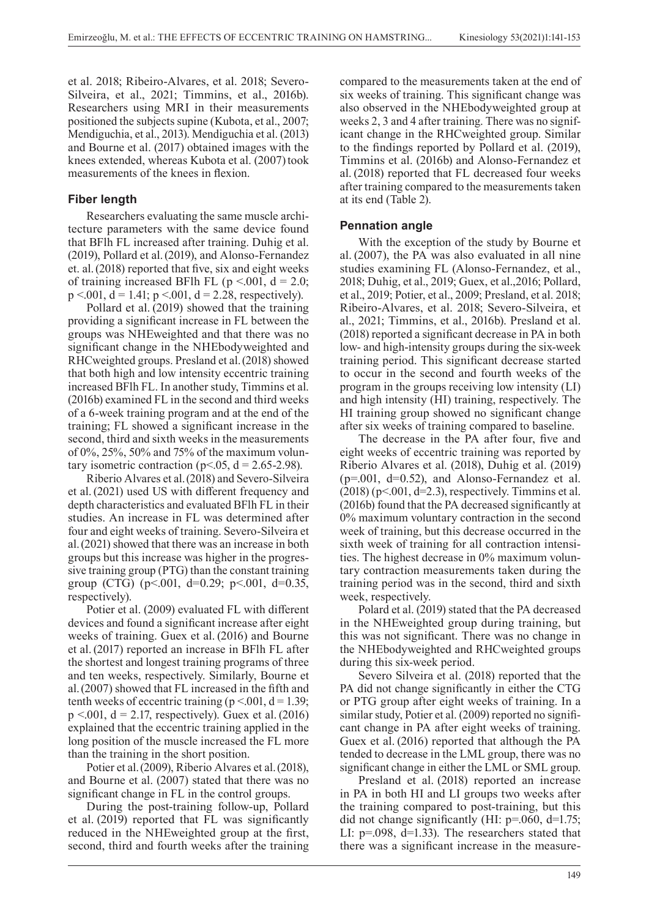et al. 2018; Ribeiro-Alvares, et al. 2018; Severo-Silveira, et al., 2021; Timmins, et al., 2016b). Researchers using MRI in their measurements positioned the subjects supine (Kubota, et al., 2007; Mendiguchia, et al., 2013). Mendiguchia et al. (2013) and Bourne et al. (2017) obtained images with the knees extended, whereas Kubota et al. (2007) took measurements of the knees in flexion.

### Fiber length

Researchers evaluating the same muscle architecture parameters with the same device found that BFlh FL increased after training. Duhig et al. (2019), Pollard et al. (2019), and Alonso-Fernandez et. al. (2018) reported that five, six and eight weeks of training increased BFlh FL ($p < .001$, $d = 2.0$; $p < .001$, $d = 1.41$; $p < .001$, $d = 2.28$, respectively).

Pollard et al. (2019) showed that the training providing a significant increase in FL between the groups was NHEweighted and that there was no significant change in the NHEbodyweighted and RHCweighted groups. Presland et al. (2018) showed that both high and low intensity eccentric training increased BFlh FL. In another study, Timmins et al. (2016b) examined FL in the second and third weeks of a 6-week training program and at the end of the training; FL showed a significant increase in the second, third and sixth weeks in the measurements of 0%, 25%, 50% and 75% of the maximum voluntary isometric contraction ($p < .05$, $d = 2.65$-$2.98$).

Riberio Alvares et al. (2018) and Severo-Silveira et al. (2021) used US with different frequency and depth characteristics and evaluated BFlh FL in their studies. An increase in FL was determined after four and eight weeks of training. Severo-Silveira et al. (2021) showed that there was an increase in both groups but this increase was higher in the progressive training group (PTG) than the constant training group (CTG) ($p < .001$, $d = 0.29$; $p < .001$, $d = 0.35$, respectively).

Potier et al. (2009) evaluated FL with different devices and found a significant increase after eight weeks of training. Guex et al. (2016) and Bourne et al. (2017) reported an increase in BFlh FL after the shortest and longest training programs of three and ten weeks, respectively. Similarly, Bourne et al. (2007) showed that FL increased in the fifth and tenth weeks of eccentric training ($p < .001$, $d = 1.39$; $p < .001$, $d = 2.17$, respectively). Guex et al. (2016) explained that the eccentric training applied in the long position of the muscle increased the FL more than the training in the short position.

Potier et al. (2009), Riberio Alvares et al. (2018), and Bourne et al. (2007) stated that there was no significant change in FL in the control groups.

During the post-training follow-up, Pollard et al. (2019) reported that FL was significantly reduced in the NHEweighted group at the first, second, third and fourth weeks after the training compared to the measurements taken at the end of six weeks of training. This significant change was also observed in the NHEbodyweighted group at weeks 2, 3 and 4 after training. There was no significant change in the RHCweighted group. Similar to the findings reported by Pollard et al. (2019), Timmins et al. (2016b) and Alonso-Fernandez et al. (2018) reported that FL decreased four weeks after training compared to the measurements taken at its end (Table 2).

### Pennation angle

With the exception of the study by Bourne et al. (2007), the PA was also evaluated in all nine studies examining FL (Alonso-Fernandez, et al., 2018; Duhig, et al., 2019; Guex, et al., 2016; Pollard, et al., 2019; Potier, et al., 2009; Presland, et al. 2018; Ribeiro-Alvares, et al. 2018; Severo-Silveira, et al., 2021; Timmins, et al., 2016b). Presland et al. (2018) reported a significant decrease in PA in both low- and high-intensity groups during the six-week training period. This significant decrease started to occur in the second and fourth weeks of the program in the groups receiving low intensity (LI) and high intensity (HI) training, respectively. The HI training group showed no significant change after six weeks of training compared to baseline.

The decrease in the PA after four, five and eight weeks of eccentric training was reported by Riberio Alvares et al. (2018), Duhig et al. (2019) ($p = .001$, $d = 0.52$), and Alonso-Fernandez et al. (2018) ($p < .001$, $d = 2.3$), respectively. Timmins et al. (2016b) found that the PA decreased significantly at 0% maximum voluntary contraction in the second week of training, but this decrease occurred in the sixth week of training for all contraction intensities. The highest decrease in 0% maximum voluntary contraction measurements taken during the training period was in the second, third and sixth week, respectively.

Polard et al. (2019) stated that the PA decreased in the NHEweighted group during training, but this was not significant. There was no change in the NHEbodyweighted and RHCweighted groups during this six-week period.

Severo Silveira et al. (2018) reported that the PA did not change significantly in either the CTG or PTG group after eight weeks of training. In a similar study, Potier et al. (2009) reported no significant change in PA after eight weeks of training. Guex et al. (2016) reported that although the PA tended to decrease in the LML group, there was no significant change in either the LML or SML group.

Presland et al. (2018) reported an increase in PA in both HI and LI groups two weeks after the training compared to post-training, but this did not change significantly (HI: $p = .060$, $d = 1.75$; LI: $p = .098$, $d = 1.33$). The researchers stated that there was a significant increase in the measure-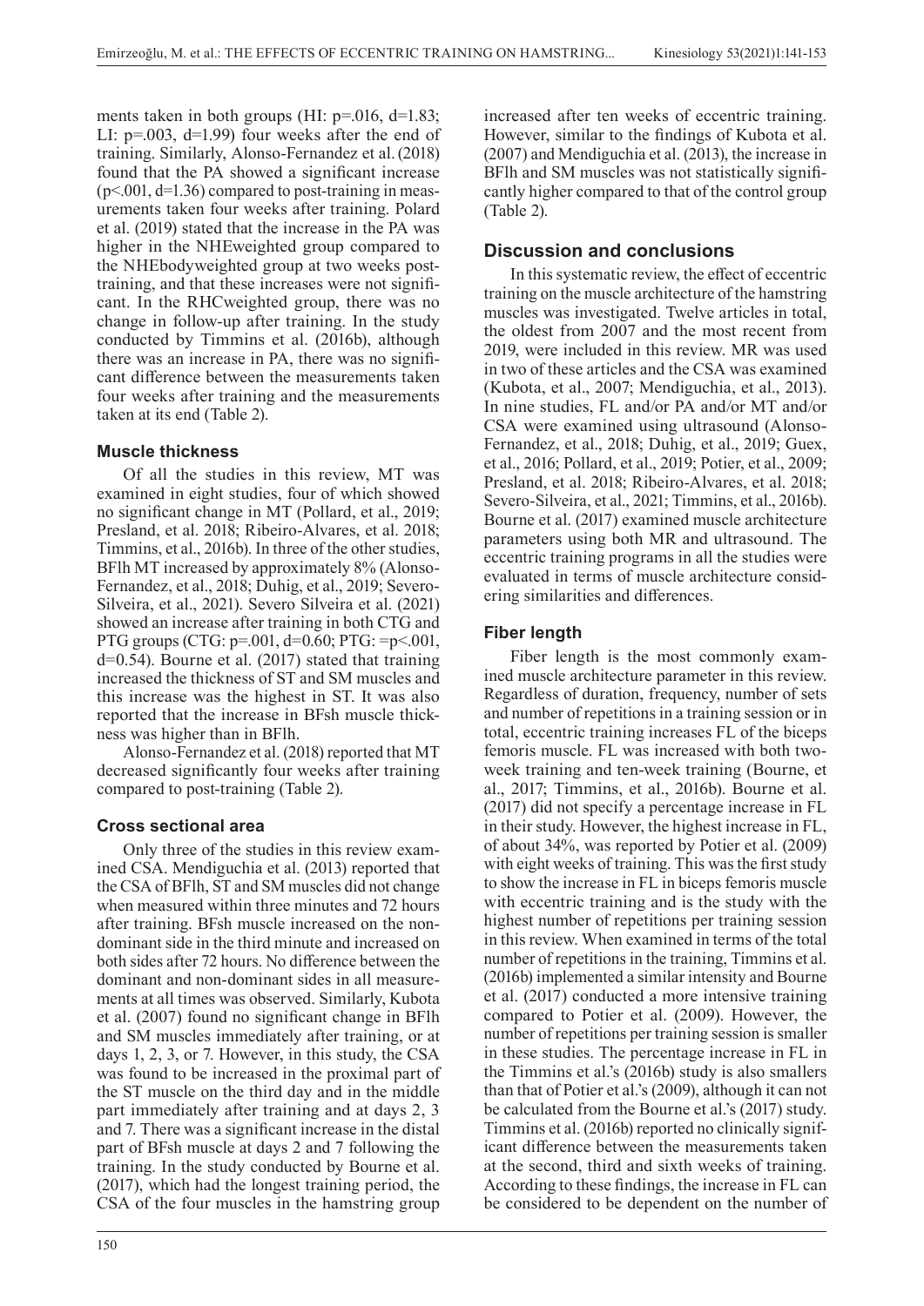ments taken in both groups (HI: p=.016, d=1.83; LI: p=.003, d=1.99) four weeks after the end of training. Similarly, Alonso-Fernandez et al. (2018) found that the PA showed a significant increase (p<.001, d=1.36) compared to post-training in measurements taken four weeks after training. Polard et al. (2019) stated that the increase in the PA was higher in the NHEweighted group compared to the NHEbodyweighted group at two weeks post-training, and that these increases were not significant. In the RHCweighted group, there was no change in follow-up after training. In the study conducted by Timmins et al. (2016b), although there was an increase in PA, there was no significant difference between the measurements taken four weeks after training and the measurements taken at its end (Table 2).

### Muscle thickness

Of all the studies in this review, MT was examined in eight studies, four of which showed no significant change in MT (Pollard, et al., 2019; Presland, et al. 2018; Ribeiro-Alvares, et al. 2018; Timmins, et al., 2016b). In three of the other studies, BFlh MT increased by approximately 8% (Alonso-Fernandez, et al., 2018; Duhig, et al., 2019; Severo-Silveira, et al., 2021). Severo Silveira et al. (2021) showed an increase after training in both CTG and PTG groups (CTG: p=.001, d=0.60; PTG: =p<.001, d=0.54). Bourne et al. (2017) stated that training increased the thickness of ST and SM muscles and this increase was the highest in ST. It was also reported that the increase in BFsh muscle thickness was higher than in BFlh.

Alonso-Fernandez et al. (2018) reported that MT decreased significantly four weeks after training compared to post-training (Table 2).

### Cross sectional area

Only three of the studies in this review examined CSA. Mendiguchia et al. (2013) reported that the CSA of BFlh, ST and SM muscles did not change when measured within three minutes and 72 hours after training. BFsh muscle increased on the non-dominant side in the third minute and increased on both sides after 72 hours. No difference between the dominant and non-dominant sides in all measurements at all times was observed. Similarly, Kubota et al. (2007) found no significant change in BFlh and SM muscles immediately after training, or at days 1, 2, 3, or 7. However, in this study, the CSA was found to be increased in the proximal part of the ST muscle on the third day and in the middle part immediately after training and at days 2, 3 and 7. There was a significant increase in the distal part of BFsh muscle at days 2 and 7 following the training. In the study conducted by Bourne et al. (2017), which had the longest training period, the CSA of the four muscles in the hamstring group increased after ten weeks of eccentric training. However, similar to the findings of Kubota et al. (2007) and Mendiguchia et al. (2013), the increase in BFlh and SM muscles was not statistically significantly higher compared to that of the control group (Table 2).

## Discussion and conclusions

In this systematic review, the effect of eccentric training on the muscle architecture of the hamstring muscles was investigated. Twelve articles in total, the oldest from 2007 and the most recent from 2019, were included in this review. MR was used in two of these articles and the CSA was examined (Kubota, et al., 2007; Mendiguchia, et al., 2013). In nine studies, FL and/or PA and/or MT and/or CSA were examined using ultrasound (Alonso-Fernandez, et al., 2018; Duhig, et al., 2019; Guex, et al., 2016; Pollard, et al., 2019; Potier, et al., 2009; Presland, et al. 2018; Ribeiro-Alvares, et al. 2018; Severo-Silveira, et al., 2021; Timmins, et al., 2016b). Bourne et al. (2017) examined muscle architecture parameters using both MR and ultrasound. The eccentric training programs in all the studies were evaluated in terms of muscle architecture considering similarities and differences.

### Fiber length

Fiber length is the most commonly examined muscle architecture parameter in this review. Regardless of duration, frequency, number of sets and number of repetitions in a training session or in total, eccentric training increases FL of the biceps femoris muscle. FL was increased with both two-week training and ten-week training (Bourne, et al., 2017; Timmins, et al., 2016b). Bourne et al. (2017) did not specify a percentage increase in FL in their study. However, the highest increase in FL, of about 34%, was reported by Potier et al. (2009) with eight weeks of training. This was the first study to show the increase in FL in biceps femoris muscle with eccentric training and is the study with the highest number of repetitions per training session in this review. When examined in terms of the total number of repetitions in the training, Timmins et al. (2016b) implemented a similar intensity and Bourne et al. (2017) conducted a more intensive training compared to Potier et al. (2009). However, the number of repetitions per training session is smaller in these studies. The percentage increase in FL in the Timmins et al.'s (2016b) study is also smallers than that of Potier et al.'s (2009), although it can not be calculated from the Bourne et al.'s (2017) study. Timmins et al. (2016b) reported no clinically significant difference between the measurements taken at the second, third and sixth weeks of training. According to these findings, the increase in FL can be considered to be dependent on the number of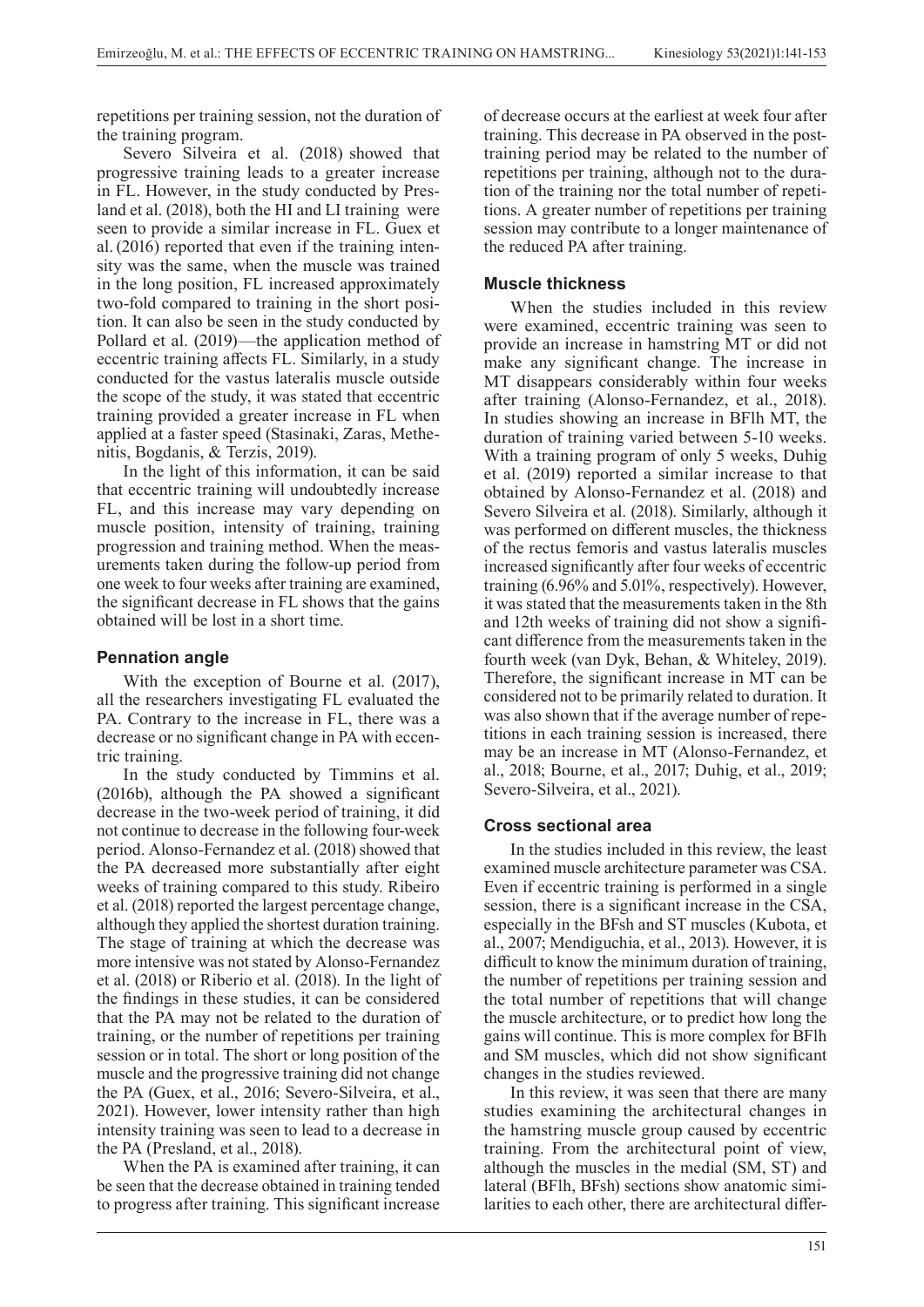repetitions per training session, not the duration of the training program.

Severo Silveira et al. (2018) showed that progressive training leads to a greater increase in FL. However, in the study conducted by Presland et al. (2018), both the HI and LI training were seen to provide a similar increase in FL. Guex et al. (2016) reported that even if the training intensity was the same, when the muscle was trained in the long position, FL increased approximately two-fold compared to training in the short position. It can also be seen in the study conducted by Pollard et al. (2019)—the application method of eccentric training affects FL. Similarly, in a study conducted for the vastus lateralis muscle outside the scope of the study, it was stated that eccentric training provided a greater increase in FL when applied at a faster speed (Stasinaki, Zaras, Methenitis, Bogdanis, & Terzis, 2019).

In the light of this information, it can be said that eccentric training will undoubtedly increase FL, and this increase may vary depending on muscle position, intensity of training, training progression and training method. When the measurements taken during the follow-up period from one week to four weeks after training are examined, the significant decrease in FL shows that the gains obtained will be lost in a short time.

### Pennation angle

With the exception of Bourne et al. (2017), all the researchers investigating FL evaluated the PA. Contrary to the increase in FL, there was a decrease or no significant change in PA with eccentric training.

In the study conducted by Timmins et al. (2016b), although the PA showed a significant decrease in the two-week period of training, it did not continue to decrease in the following four-week period. Alonso-Fernandez et al. (2018) showed that the PA decreased more substantially after eight weeks of training compared to this study. Ribeiro et al. (2018) reported the largest percentage change, although they applied the shortest duration training. The stage of training at which the decrease was more intensive was not stated by Alonso-Fernandez et al. (2018) or Riberio et al. (2018). In the light of the findings in these studies, it can be considered that the PA may not be related to the duration of training, or the number of repetitions per training session or in total. The short or long position of the muscle and the progressive training did not change the PA (Guex, et al., 2016; Severo-Silveira, et al., 2021). However, lower intensity rather than high intensity training was seen to lead to a decrease in the PA (Presland, et al., 2018).

When the PA is examined after training, it can be seen that the decrease obtained in training tended to progress after training. This significant increase of decrease occurs at the earliest at week four after training. This decrease in PA observed in the post-training period may be related to the number of repetitions per training, although not to the duration of the training nor the total number of repetitions. A greater number of repetitions per training session may contribute to a longer maintenance of the reduced PA after training.

### Muscle thickness

When the studies included in this review were examined, eccentric training was seen to provide an increase in hamstring MT or did not make any significant change. The increase in MT disappears considerably within four weeks after training (Alonso-Fernandez, et al., 2018). In studies showing an increase in BFlh MT, the duration of training varied between 5-10 weeks. With a training program of only 5 weeks, Duhig et al. (2019) reported a similar increase to that obtained by Alonso-Fernandez et al. (2018) and Severo Silveira et al. (2018). Similarly, although it was performed on different muscles, the thickness of the rectus femoris and vastus lateralis muscles increased significantly after four weeks of eccentric training (6.96% and 5.01%, respectively). However, it was stated that the measurements taken in the 8th and 12th weeks of training did not show a significant difference from the measurements taken in the fourth week (van Dyk, Behan, & Whiteley, 2019). Therefore, the significant increase in MT can be considered not to be primarily related to duration. It was also shown that if the average number of repetitions in each training session is increased, there may be an increase in MT (Alonso-Fernandez, et al., 2018; Bourne, et al., 2017; Duhig, et al., 2019; Severo-Silveira, et al., 2021).

### Cross sectional area

In the studies included in this review, the least examined muscle architecture parameter was CSA. Even if eccentric training is performed in a single session, there is a significant increase in the CSA, especially in the BFsh and ST muscles (Kubota, et al., 2007; Mendiguchia, et al., 2013). However, it is difficult to know the minimum duration of training, the number of repetitions per training session and the total number of repetitions that will change the muscle architecture, or to predict how long the gains will continue. This is more complex for BFlh and SM muscles, which did not show significant changes in the studies reviewed.

In this review, it was seen that there are many studies examining the architectural changes in the hamstring muscle group caused by eccentric training. From the architectural point of view, although the muscles in the medial (SM, ST) and lateral (BFlh, BFsh) sections show anatomic similarities to each other, there are architectural differ-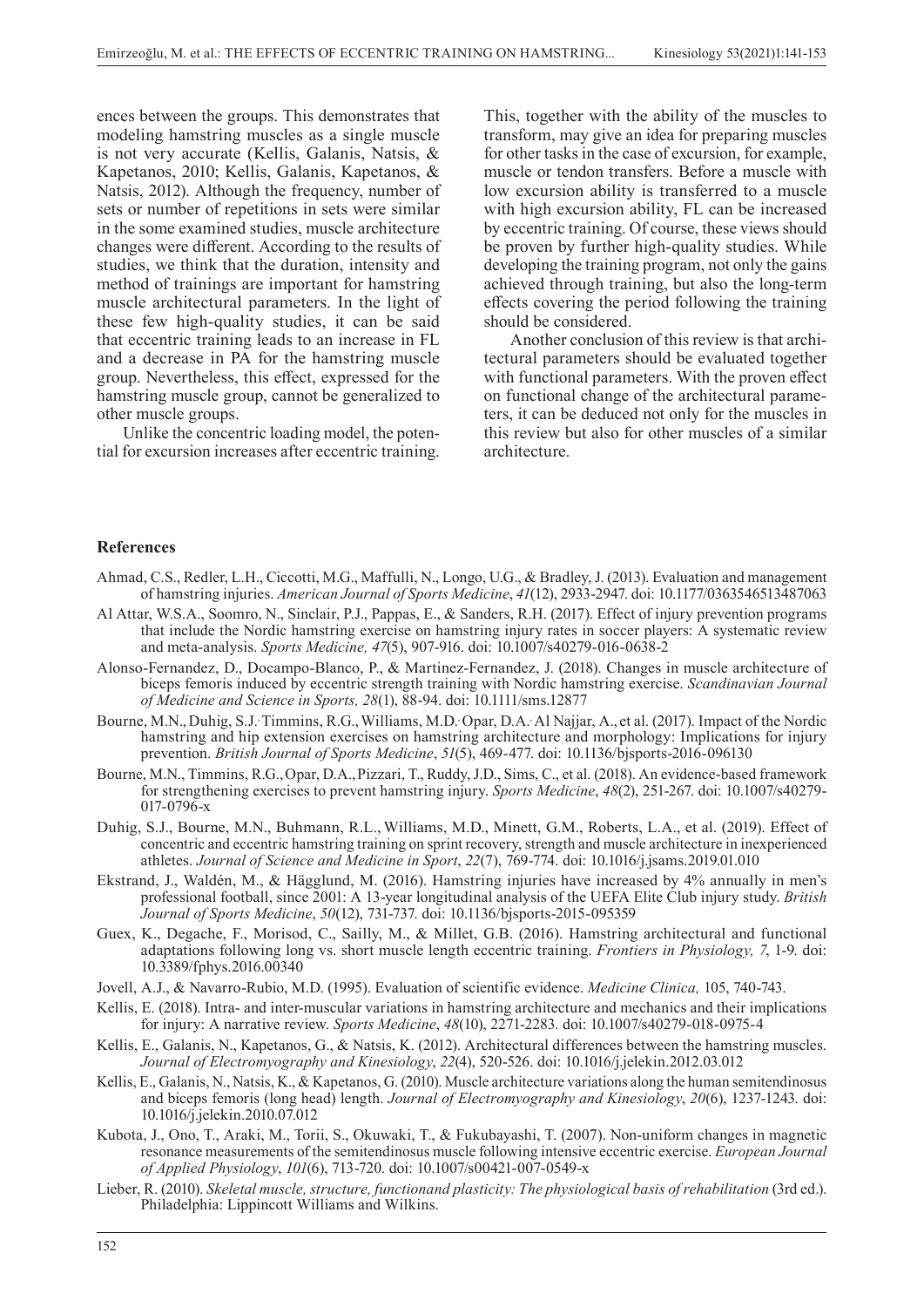ences between the groups. This demonstrates that modeling hamstring muscles as a single muscle is not very accurate (Kellis, Galanis, Natsis, & Kapetanos, 2010; Kellis, Galanis, Kapetanos, & Natsis, 2012). Although the frequency, number of sets or number of repetitions in sets were similar in the some examined studies, muscle architecture changes were different. According to the results of studies, we think that the duration, intensity and method of trainings are important for hamstring muscle architectural parameters. In the light of these few high-quality studies, it can be said that eccentric training leads to an increase in FL and a decrease in PA for the hamstring muscle group. Nevertheless, this effect, expressed for the hamstring muscle group, cannot be generalized to other muscle groups.

Unlike the concentric loading model, the potential for excursion increases after eccentric training. This, together with the ability of the muscles to transform, may give an idea for preparing muscles for other tasks in the case of excursion, for example, muscle or tendon transfers. Before a muscle with low excursion ability is transferred to a muscle with high excursion ability, FL can be increased by eccentric training. Of course, these views should be proven by further high-quality studies. While developing the training program, not only the gains achieved through training, but also the long-term effects covering the period following the training should be considered.

Another conclusion of this review is that architectural parameters should be evaluated together with functional parameters. With the proven effect on functional change of the architectural parameters, it can be deduced not only for the muscles in this review but also for other muscles of a similar architecture.

## References

Ahmad, C.S., Redler, L.H., Ciccotti, M.G., Maffulli, N., Longo, U.G., & Bradley, J. (2013). Evaluation and management of hamstring injuries. *American Journal of Sports Medicine*, *41*(12), 2933-2947. doi: 10.1177/0363546513487063

Al Attar, W.S.A., Soomro, N., Sinclair, P.J., Pappas, E., & Sanders, R.H. (2017). Effect of injury prevention programs that include the Nordic hamstring exercise on hamstring injury rates in soccer players: A systematic review and meta-analysis. *Sports Medicine, 47*(5), 907-916. doi: 10.1007/s40279-016-0638-2

Alonso-Fernandez, D., Docampo-Blanco, P., & Martinez-Fernandez, J. (2018). Changes in muscle architecture of biceps femoris induced by eccentric strength training with Nordic hamstring exercise. *Scandinavian Journal of Medicine and Science in Sports, 28*(1), 88-94. doi: 10.1111/sms.12877

Bourne, M.N., Duhig, S.J., Timmins, R.G., Williams, M.D., Opar, D.A., Al Najjar, A., et al. (2017). Impact of the Nordic hamstring and hip extension exercises on hamstring architecture and morphology: Implications for injury prevention. *British Journal of Sports Medicine*, *51*(5), 469-477. doi: 10.1136/bjsports-2016-096130

Bourne, M.N., Timmins, R.G., Opar, D.A., Pizzari, T., Ruddy, J.D., Sims, C., et al. (2018). An evidence-based framework for strengthening exercises to prevent hamstring injury. *Sports Medicine*, *48*(2), 251-267. doi: 10.1007/s40279-017-0796-x

Duhig, S.J., Bourne, M.N., Buhmann, R.L., Williams, M.D., Minett, G.M., Roberts, L.A., et al. (2019). Effect of concentric and eccentric hamstring training on sprint recovery, strength and muscle architecture in inexperienced athletes. *Journal of Science and Medicine in Sport*, *22*(7), 769-774. doi: 10.1016/j.jsams.2019.01.010

Ekstrand, J., Waldén, M., & Hägglund, M. (2016). Hamstring injuries have increased by 4% annually in men's professional football, since 2001: A 13-year longitudinal analysis of the UEFA Elite Club injury study. *British Journal of Sports Medicine*, *50*(12), 731-737. doi: 10.1136/bjsports-2015-095359

Guex, K., Degache, F., Morisod, C., Sailly, M., & Millet, G.B. (2016). Hamstring architectural and functional adaptations following long vs. short muscle length eccentric training. *Frontiers in Physiology, 7*, 1-9. doi: 10.3389/fphys.2016.00340

Jovell, A.J., & Navarro-Rubio, M.D. (1995). Evaluation of scientific evidence. *Medicine Clinica,* 105, 740-743.

Kellis, E. (2018). Intra- and inter-muscular variations in hamstring architecture and mechanics and their implications for injury: A narrative review. *Sports Medicine*, *48*(10), 2271-2283. doi: 10.1007/s40279-018-0975-4

Kellis, E., Galanis, N., Kapetanos, G., & Natsis, K. (2012). Architectural differences between the hamstring muscles. *Journal of Electromyography and Kinesiology*, *22*(4), 520-526. doi: 10.1016/j.jelekin.2012.03.012

Kellis, E., Galanis, N., Natsis, K., & Kapetanos, G. (2010). Muscle architecture variations along the human semitendinosus and biceps femoris (long head) length. *Journal of Electromyography and Kinesiology*, *20*(6), 1237-1243. doi: 10.1016/j.jelekin.2010.07.012

Kubota, J., Ono, T., Araki, M., Torii, S., Okuwaki, T., & Fukubayashi, T. (2007). Non-uniform changes in magnetic resonance measurements of the semitendinosus muscle following intensive eccentric exercise. *European Journal of Applied Physiology*, *101*(6), 713-720. doi: 10.1007/s00421-007-0549-x

Lieber, R. (2010). *Skeletal muscle, structure, functionand plasticity: The physiological basis of rehabilitation* (3rd ed.). Philadelphia: Lippincott Williams and Wilkins.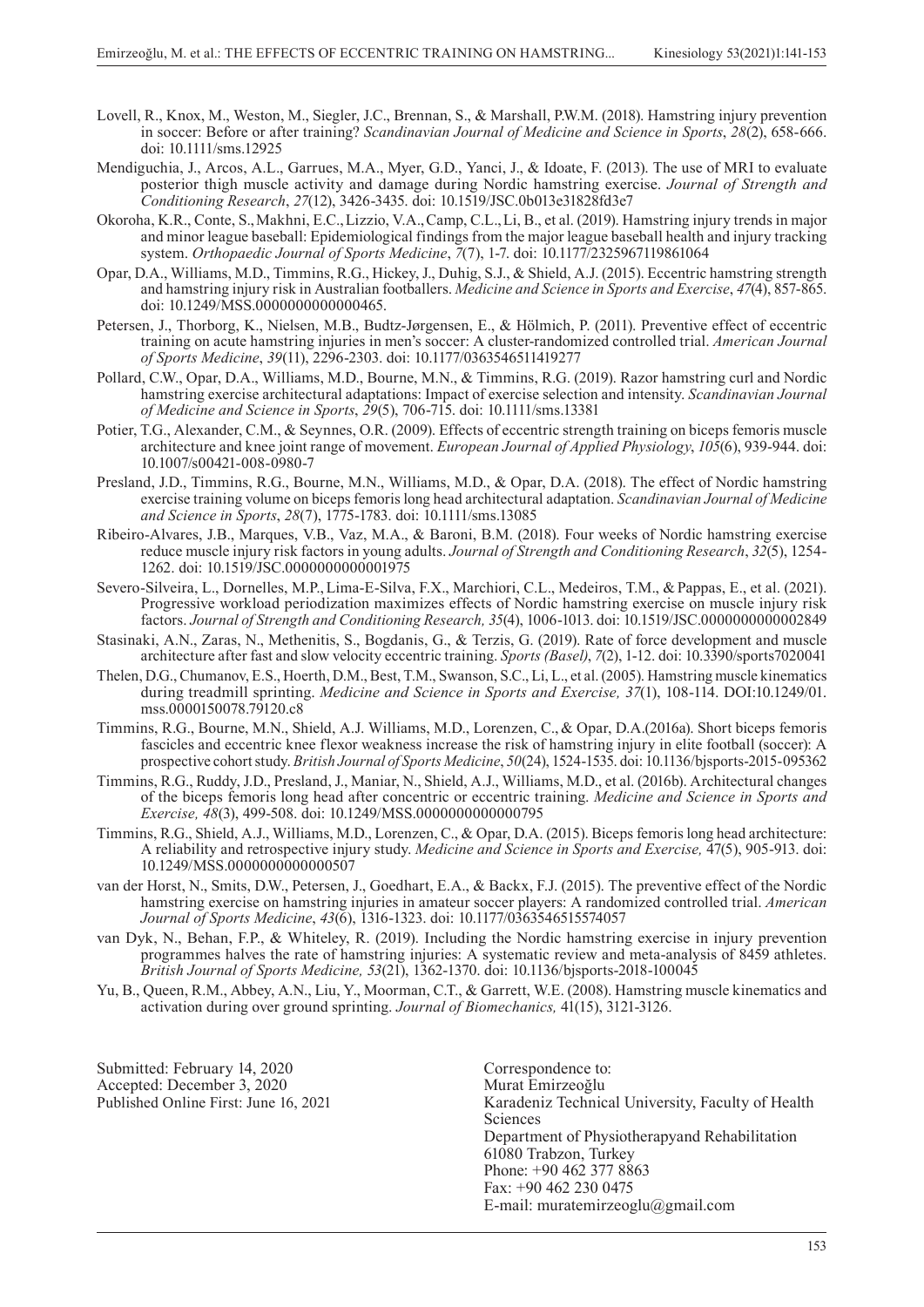Lovell, R., Knox, M., Weston, M., Siegler, J.C., Brennan, S., & Marshall, P.W.M. (2018). Hamstring injury prevention in soccer: Before or after training? *Scandinavian Journal of Medicine and Science in Sports*, *28*(2), 658-666. doi: 10.1111/sms.12925

Mendiguchia, J., Arcos, A.L., Garrues, M.A., Myer, G.D., Yanci, J., & Idoate, F. (2013). The use of MRI to evaluate posterior thigh muscle activity and damage during Nordic hamstring exercise. *Journal of Strength and Conditioning Research*, *27*(12), 3426-3435. doi: 10.1519/JSC.0b013e31828fd3e7

Okoroha, K.R., Conte, S., Makhni, E.C., Lizzio, V.A., Camp, C.L., Li, B., et al. (2019). Hamstring injury trends in major and minor league baseball: Epidemiological findings from the major league baseball health and injury tracking system. *Orthopaedic Journal of Sports Medicine*, *7*(7), 1-7. doi: 10.1177/2325967119861064

Opar, D.A., Williams, M.D., Timmins, R.G., Hickey, J., Duhig, S.J., & Shield, A.J. (2015). Eccentric hamstring strength and hamstring injury risk in Australian footballers. *Medicine and Science in Sports and Exercise*, *47*(4), 857-865. doi: 10.1249/MSS.0000000000000465.

Petersen, J., Thorborg, K., Nielsen, M.B., Budtz-Jørgensen, E., & Hölmich, P. (2011). Preventive effect of eccentric training on acute hamstring injuries in men's soccer: A cluster-randomized controlled trial. *American Journal of Sports Medicine*, *39*(11), 2296-2303. doi: 10.1177/0363546511419277

Pollard, C.W., Opar, D.A., Williams, M.D., Bourne, M.N., & Timmins, R.G. (2019). Razor hamstring curl and Nordic hamstring exercise architectural adaptations: Impact of exercise selection and intensity. *Scandinavian Journal of Medicine and Science in Sports*, *29*(5), 706-715. doi: 10.1111/sms.13381

Potier, T.G., Alexander, C.M., & Seynnes, O.R. (2009). Effects of eccentric strength training on biceps femoris muscle architecture and knee joint range of movement. *European Journal of Applied Physiology*, *105*(6), 939-944. doi: 10.1007/s00421-008-0980-7

Presland, J.D., Timmins, R.G., Bourne, M.N., Williams, M.D., & Opar, D.A. (2018). The effect of Nordic hamstring exercise training volume on biceps femoris long head architectural adaptation. *Scandinavian Journal of Medicine and Science in Sports*, *28*(7), 1775-1783. doi: 10.1111/sms.13085

Ribeiro-Alvares, J.B., Marques, V.B., Vaz, M.A., & Baroni, B.M. (2018). Four weeks of Nordic hamstring exercise reduce muscle injury risk factors in young adults. *Journal of Strength and Conditioning Research*, *32*(5), 1254-1262. doi: 10.1519/JSC.0000000000001975

Severo-Silveira, L., Dornelles, M.P., Lima-E-Silva, F.X., Marchiori, C.L., Medeiros, T.M., & Pappas, E., et al. (2021). Progressive workload periodization maximizes effects of Nordic hamstring exercise on muscle injury risk factors. *Journal of Strength and Conditioning Research, 35*(4), 1006-1013. doi: 10.1519/JSC.0000000000002849

Stasinaki, A.N., Zaras, N., Methenitis, S., Bogdanis, G., & Terzis, G. (2019). Rate of force development and muscle architecture after fast and slow velocity eccentric training. *Sports (Basel)*, *7*(2), 1-12. doi: 10.3390/sports7020041

Thelen, D.G., Chumanov, E.S., Hoerth, D.M., Best, T.M., Swanson, S.C., Li, L., et al. (2005). Hamstring muscle kinematics during treadmill sprinting. *Medicine and Science in Sports and Exercise, 37*(1), 108-114. DOI:10.1249/01.mss.0000150078.79120.c8

Timmins, R.G., Bourne, M.N., Shield, A.J. Williams, M.D., Lorenzen, C., & Opar, D.A.(2016a). Short biceps femoris fascicles and eccentric knee flexor weakness increase the risk of hamstring injury in elite football (soccer): A prospective cohort study. *British Journal of Sports Medicine*, *50*(24), 1524-1535. doi: 10.1136/bjsports-2015-095362

Timmins, R.G., Ruddy, J.D., Presland, J., Maniar, N., Shield, A.J., Williams, M.D., et al. (2016b). Architectural changes of the biceps femoris long head after concentric or eccentric training. *Medicine and Science in Sports and Exercise, 48*(3), 499-508. doi: 10.1249/MSS.0000000000000795

Timmins, R.G., Shield, A.J., Williams, M.D., Lorenzen, C., & Opar, D.A. (2015). Biceps femoris long head architecture: A reliability and retrospective injury study. *Medicine and Science in Sports and Exercise,* 47(5), 905-913. doi: 10.1249/MSS.0000000000000507

van der Horst, N., Smits, D.W., Petersen, J., Goedhart, E.A., & Backx, F.J. (2015). The preventive effect of the Nordic hamstring exercise on hamstring injuries in amateur soccer players: A randomized controlled trial. *American Journal of Sports Medicine*, *43*(6), 1316-1323. doi: 10.1177/0363546515574057

van Dyk, N., Behan, F.P., & Whiteley, R. (2019). Including the Nordic hamstring exercise in injury prevention programmes halves the rate of hamstring injuries: A systematic review and meta-analysis of 8459 athletes. *British Journal of Sports Medicine, 53*(21), 1362-1370. doi: 10.1136/bjsports-2018-100045

Yu, B., Queen, R.M., Abbey, A.N., Liu, Y., Moorman, C.T., & Garrett, W.E. (2008). Hamstring muscle kinematics and activation during over ground sprinting. *Journal of Biomechanics,* 41(15), 3121-3126.

Submitted: February 14, 2020
Accepted: December 3, 2020
Published Online First: June 16, 2021

Correspondence to:
Murat Emirzeoğlu
Karadeniz Technical University, Faculty of Health Sciences
Department of Physiotherapyand Rehabilitation
61080 Trabzon, Turkey
Phone: +90 462 377 8863
Fax: +90 462 230 0475
E-mail: muratemirzeoglu@gmail.com